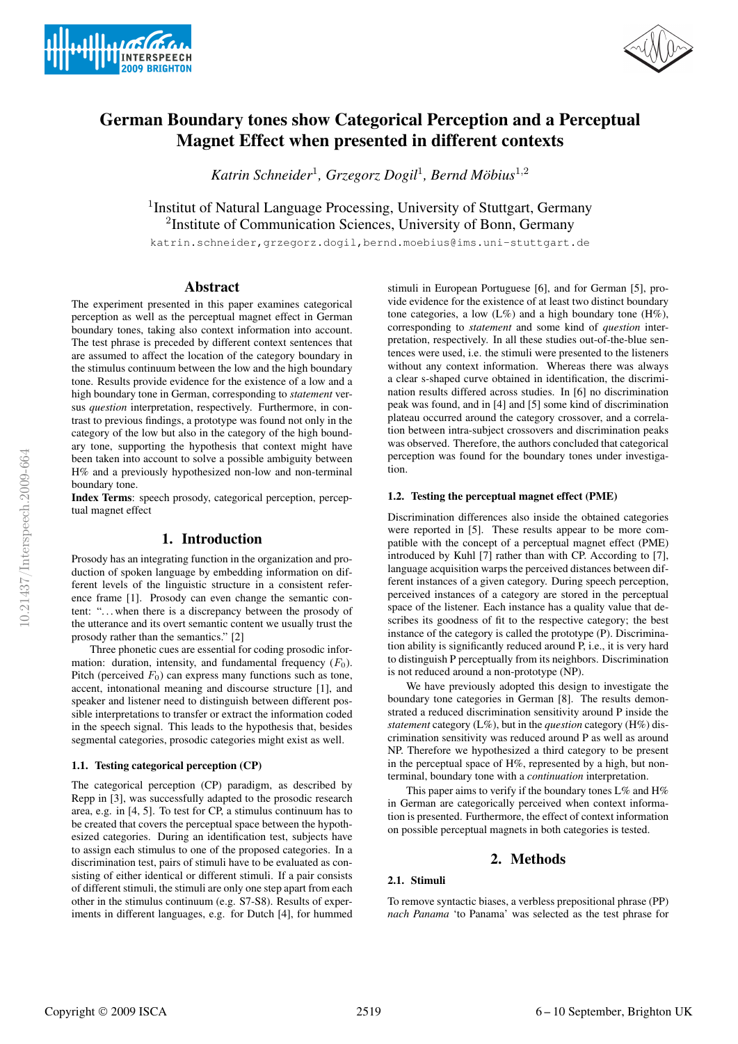# German Boundary tones show Categorical Perception and a Perceptual Magnet Effect when presented in different contexts

*Katrin Schneider*[1], *Grzegorz Dogil*[1], *Bernd Möbius*[1,2]

[1]Institut of Natural Language Processing, University of Stuttgart, Germany
[2]Institute of Communication Sciences, University of Bonn, Germany

katrin.schneider,grzegorz.dogil,bernd.moebius@ims.uni-stuttgart.de

## Abstract

The experiment presented in this paper examines categorical perception as well as the perceptual magnet effect in German boundary tones, taking also context information into account. The test phrase is preceded by different context sentences that are assumed to affect the location of the category boundary in the stimulus continuum between the low and the high boundary tone. Results provide evidence for the existence of a low and a high boundary tone in German, corresponding to *statement* versus *question* interpretation, respectively. Furthermore, in contrast to previous findings, a prototype was found not only in the category of the low but also in the category of the high boundary tone, supporting the hypothesis that context might have been taken into account to solve a possible ambiguity between H% and a previously hypothesized non-low and non-terminal boundary tone.

**Index Terms**: speech prosody, categorical perception, perceptual magnet effect

## 1. Introduction

Prosody has an integrating function in the organization and production of spoken language by embedding information on different levels of the linguistic structure in a consistent reference frame [1]. Prosody can even change the semantic content: "…when there is a discrepancy between the prosody of the utterance and its overt semantic content we usually trust the prosody rather than the semantics." [2]

Three phonetic cues are essential for coding prosodic information: duration, intensity, and fundamental frequency ($F_0$). Pitch (perceived $F_0$) can express many functions such as tone, accent, intonational meaning and discourse structure [1], and speaker and listener need to distinguish between different possible interpretations to transfer or extract the information coded in the speech signal. This leads to the hypothesis that, besides segmental categories, prosodic categories might exist as well.

### 1.1. Testing categorical perception (CP)

The categorical perception (CP) paradigm, as described by Repp in [3], was successfully adapted to the prosodic research area, e.g. in [4, 5]. To test for CP, a stimulus continuum has to be created that covers the perceptual space between the hypothesized categories. During an identification test, subjects have to assign each stimulus to one of the proposed categories. In a discrimination test, pairs of stimuli have to be evaluated as consisting of either identical or different stimuli. If a pair consists of different stimuli, the stimuli are only one step apart from each other in the stimulus continuum (e.g. S7-S8). Results of experiments in different languages, e.g. for Dutch [4], for hummed stimuli in European Portuguese [6], and for German [5], provide evidence for the existence of at least two distinct boundary tone categories, a low (L%) and a high boundary tone (H%), corresponding to *statement* and some kind of *question* interpretation, respectively. In all these studies out-of-the-blue sentences were used, i.e. the stimuli were presented to the listeners without any context information. Whereas there was always a clear s-shaped curve obtained in identification, the discrimination results differed across studies. In [6] no discrimination peak was found, and in [4] and [5] some kind of discrimination plateau occurred around the category crossover, and a correlation between intra-subject crossovers and discrimination peaks was observed. Therefore, the authors concluded that categorical perception was found for the boundary tones under investigation.

### 1.2. Testing the perceptual magnet effect (PME)

Discrimination differences also inside the obtained categories were reported in [5]. These results appear to be more compatible with the concept of a perceptual magnet effect (PME) introduced by Kuhl [7] rather than with CP. According to [7], language acquisition warps the perceived distances between different instances of a given category. During speech perception, perceived instances of a category are stored in the perceptual space of the listener. Each instance has a quality value that describes its goodness of fit to the respective category; the best instance of the category is called the prototype (P). Discrimination ability is significantly reduced around P, i.e., it is very hard to distinguish P perceptually from its neighbors. Discrimination is not reduced around a non-prototype (NP).

We have previously adopted this design to investigate the boundary tone categories in German [8]. The results demonstrated a reduced discrimination sensitivity around P inside the *statement* category (L%), but in the *question* category (H%) discrimination sensitivity was reduced around P as well as around NP. Therefore we hypothesized a third category to be present in the perceptual space of H%, represented by a high, but non-terminal, boundary tone with a *continuation* interpretation.

This paper aims to verify if the boundary tones L% and H% in German are categorically perceived when context information is presented. Furthermore, the effect of context information on possible perceptual magnets in both categories is tested.

## 2. Methods

### 2.1. Stimuli

To remove syntactic biases, a verbless prepositional phrase (PP) *nach Panama* 'to Panama' was selected as the test phrase for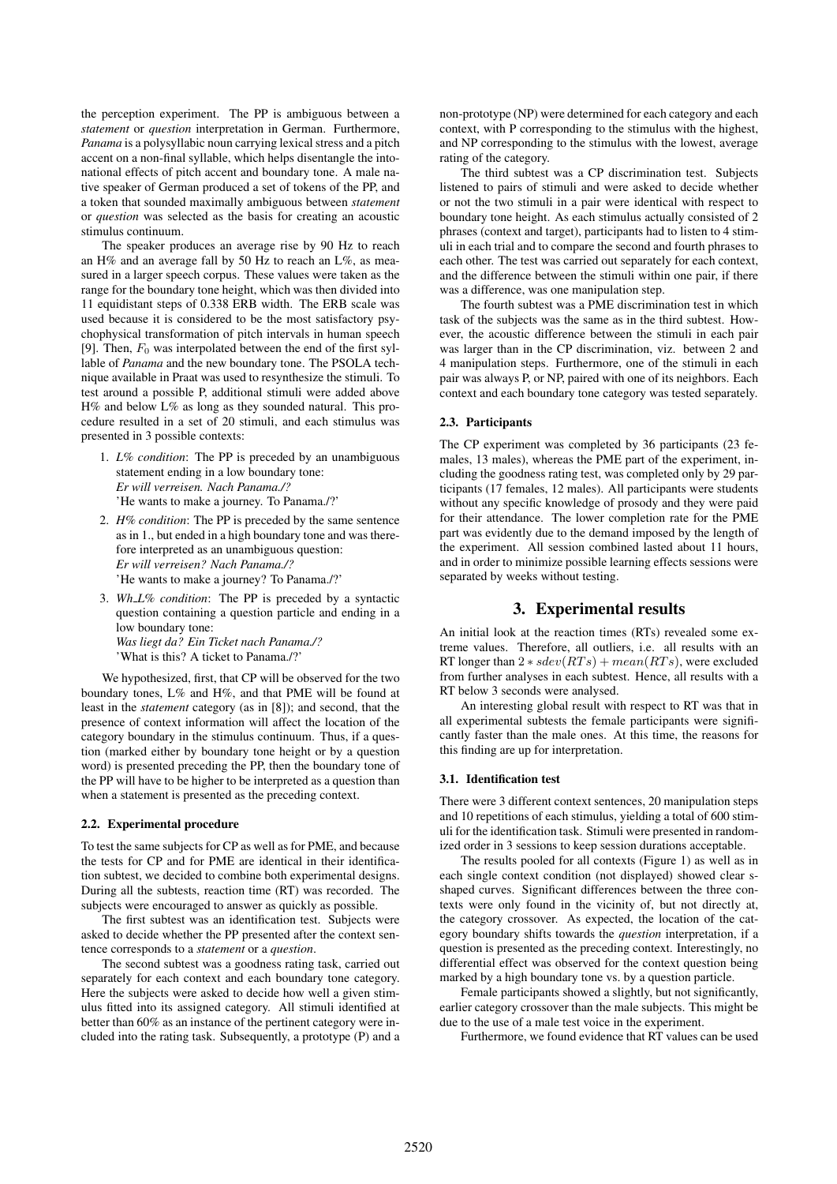the perception experiment. The PP is ambiguous between a *statement* or *question* interpretation in German. Furthermore, *Panama* is a polysyllabic noun carrying lexical stress and a pitch accent on a non-final syllable, which helps disentangle the intonational effects of pitch accent and boundary tone. A male native speaker of German produced a set of tokens of the PP, and a token that sounded maximally ambiguous between *statement* or *question* was selected as the basis for creating an acoustic stimulus continuum.

The speaker produces an average rise by 90 Hz to reach an H% and an average fall by 50 Hz to reach an L%, as measured in a larger speech corpus. These values were taken as the range for the boundary tone height, which was then divided into 11 equidistant steps of 0.338 ERB width. The ERB scale was used because it is considered to be the most satisfactory psychophysical transformation of pitch intervals in human speech [9]. Then, $F_0$ was interpolated between the end of the first syllable of *Panama* and the new boundary tone. The PSOLA technique available in Praat was used to resynthesize the stimuli. To test around a possible P, additional stimuli were added above H% and below L% as long as they sounded natural. This procedure resulted in a set of 20 stimuli, and each stimulus was presented in 3 possible contexts:

1. *L% condition*: The PP is preceded by an unambiguous statement ending in a low boundary tone:
   *Er will verreisen. Nach Panama./?*
   'He wants to make a journey. To Panama./?'
2. *H% condition*: The PP is preceded by the same sentence as in 1., but ended in a high boundary tone and was therefore interpreted as an unambiguous question:
   *Er will verreisen? Nach Panama./?*
   'He wants to make a journey? To Panama./?'
3. *Wh_L% condition*: The PP is preceded by a syntactic question containing a question particle and ending in a low boundary tone:
   *Was liegt da? Ein Ticket nach Panama./?*
   'What is this? A ticket to Panama./?'

We hypothesized, first, that CP will be observed for the two boundary tones, L% and H%, and that PME will be found at least in the *statement* category (as in [8]); and second, that the presence of context information will affect the location of the category boundary in the stimulus continuum. Thus, if a question (marked either by boundary tone height or by a question word) is presented preceding the PP, then the boundary tone of the PP will have to be higher to be interpreted as a question than when a statement is presented as the preceding context.

### 2.2. Experimental procedure

To test the same subjects for CP as well as for PME, and because the tests for CP and for PME are identical in their identification subtest, we decided to combine both experimental designs. During all the subtests, reaction time (RT) was recorded. The subjects were encouraged to answer as quickly as possible.

The first subtest was an identification test. Subjects were asked to decide whether the PP presented after the context sentence corresponds to a *statement* or a *question*.

The second subtest was a goodness rating task, carried out separately for each context and each boundary tone category. Here the subjects were asked to decide how well a given stimulus fitted into its assigned category. All stimuli identified at better than 60% as an instance of the pertinent category were included into the rating task. Subsequently, a prototype (P) and a non-prototype (NP) were determined for each category and each context, with P corresponding to the stimulus with the highest, and NP corresponding to the stimulus with the lowest, average rating of the category.

The third subtest was a CP discrimination test. Subjects listened to pairs of stimuli and were asked to decide whether or not the two stimuli in a pair were identical with respect to boundary tone height. As each stimulus actually consisted of 2 phrases (context and target), participants had to listen to 4 stimuli in each trial and to compare the second and fourth phrases to each other. The test was carried out separately for each context, and the difference between the stimuli within one pair, if there was a difference, was one manipulation step.

The fourth subtest was a PME discrimination test in which task of the subjects was the same as in the third subtest. However, the acoustic difference between the stimuli in each pair was larger than in the CP discrimination, viz. between 2 and 4 manipulation steps. Furthermore, one of the stimuli in each pair was always P, or NP, paired with one of its neighbors. Each context and each boundary tone category was tested separately.

### 2.3. Participants

The CP experiment was completed by 36 participants (23 females, 13 males), whereas the PME part of the experiment, including the goodness rating test, was completed only by 29 participants (17 females, 12 males). All participants were students without any specific knowledge of prosody and they were paid for their attendance. The lower completion rate for the PME part was evidently due to the demand imposed by the length of the experiment. All session combined lasted about 11 hours, and in order to minimize possible learning effects sessions were separated by weeks without testing.

## 3. Experimental results

An initial look at the reaction times (RTs) revealed some extreme values. Therefore, all outliers, i.e. all results with an RT longer than $2 * sdev(RTs) + mean(RTs)$, were excluded from further analyses in each subtest. Hence, all results with a RT below 3 seconds were analysed.

An interesting global result with respect to RT was that in all experimental subtests the female participants were significantly faster than the male ones. At this time, the reasons for this finding are up for interpretation.

### 3.1. Identification test

There were 3 different context sentences, 20 manipulation steps and 10 repetitions of each stimulus, yielding a total of 600 stimuli for the identification task. Stimuli were presented in randomized order in 3 sessions to keep session durations acceptable.

The results pooled for all contexts (Figure 1) as well as in each single context condition (not displayed) showed clear s-shaped curves. Significant differences between the three contexts were only found in the vicinity of, but not directly at, the category crossover. As expected, the location of the category boundary shifts towards the *question* interpretation, if a question is presented as the preceding context. Interestingly, no differential effect was observed for the context question being marked by a high boundary tone vs. by a question particle.

Female participants showed a slightly, but not significantly, earlier category crossover than the male subjects. This might be due to the use of a male test voice in the experiment.

Furthermore, we found evidence that RT values can be used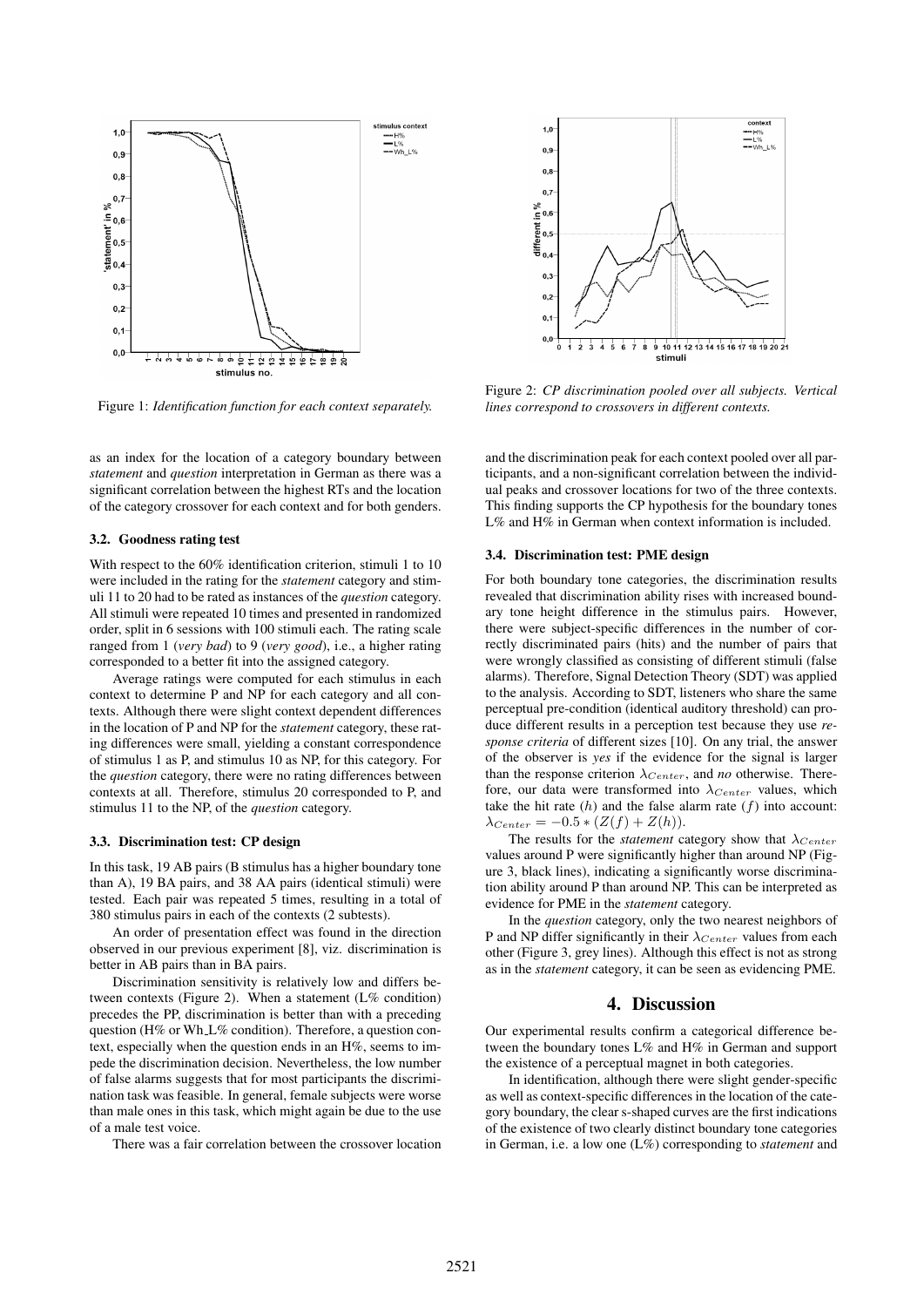Figure 1: *Identification function for each context separately.*

Figure 2: *CP discrimination pooled over all subjects. Vertical lines correspond to crossovers in different contexts.*

as an index for the location of a category boundary between *statement* and *question* interpretation in German as there was a significant correlation between the highest RTs and the location of the category crossover for each context and for both genders.

### 3.2. Goodness rating test

With respect to the 60% identification criterion, stimuli 1 to 10 were included in the rating for the *statement* category and stimuli 11 to 20 had to be rated as instances of the *question* category. All stimuli were repeated 10 times and presented in randomized order, split in 6 sessions with 100 stimuli each. The rating scale ranged from 1 (*very bad*) to 9 (*very good*), i.e., a higher rating corresponded to a better fit into the assigned category.

Average ratings were computed for each stimulus in each context to determine P and NP for each category and all contexts. Although there were slight context dependent differences in the location of P and NP for the *statement* category, these rating differences were small, yielding a constant correspondence of stimulus 1 as P, and stimulus 10 as NP, for this category. For the *question* category, there were no rating differences between contexts at all. Therefore, stimulus 20 corresponded to P, and stimulus 11 to the NP, of the *question* category.

### 3.3. Discrimination test: CP design

In this task, 19 AB pairs (B stimulus has a higher boundary tone than A), 19 BA pairs, and 38 AA pairs (identical stimuli) were tested. Each pair was repeated 5 times, resulting in a total of 380 stimulus pairs in each of the contexts (2 subtests).

An order of presentation effect was found in the direction observed in our previous experiment [8], viz. discrimination is better in AB pairs than in BA pairs.

Discrimination sensitivity is relatively low and differs between contexts (Figure 2). When a statement (L% condition) precedes the PP, discrimination is better than with a preceding question (H% or Wh_L% condition). Therefore, a question context, especially when the question ends in an H%, seems to impede the discrimination decision. Nevertheless, the low number of false alarms suggests that for most participants the discrimination task was feasible. In general, female subjects were worse than male ones in this task, which might again be due to the use of a male test voice.

There was a fair correlation between the crossover location and the discrimination peak for each context pooled over all participants, and a non-significant correlation between the individual peaks and crossover locations for two of the three contexts. This finding supports the CP hypothesis for the boundary tones L% and H% in German when context information is included.

### 3.4. Discrimination test: PME design

For both boundary tone categories, the discrimination results revealed that discrimination ability rises with increased boundary tone height difference in the stimulus pairs. However, there were subject-specific differences in the number of correctly discriminated pairs (hits) and the number of pairs that were wrongly classified as consisting of different stimuli (false alarms). Therefore, Signal Detection Theory (SDT) was applied to the analysis. According to SDT, listeners who share the same perceptual pre-condition (identical auditory threshold) can produce different results in a perception test because they use *response criteria* of different sizes [10]. On any trial, the answer of the observer is *yes* if the evidence for the signal is larger than the response criterion $\lambda_{Center}$, and *no* otherwise. Therefore, our data were transformed into $\lambda_{Center}$ values, which take the hit rate ($h$) and the false alarm rate ($f$) into account: $\lambda_{Center} = -0.5 * (Z(f) + Z(h))$.

The results for the *statement* category show that $\lambda_{Center}$ values around P were significantly higher than around NP (Figure 3, black lines), indicating a significantly worse discrimination ability around P than around NP. This can be interpreted as evidence for PME in the *statement* category.

In the *question* category, only the two nearest neighbors of P and NP differ significantly in their $\lambda_{Center}$ values from each other (Figure 3, grey lines). Although this effect is not as strong as in the *statement* category, it can be seen as evidencing PME.

## 4. Discussion

Our experimental results confirm a categorical difference between the boundary tones L% and H% in German and support the existence of a perceptual magnet in both categories.

In identification, although there were slight gender-specific as well as context-specific differences in the location of the category boundary, the clear s-shaped curves are the first indications of the existence of two clearly distinct boundary tone categories in German, i.e. a low one (L%) corresponding to *statement* and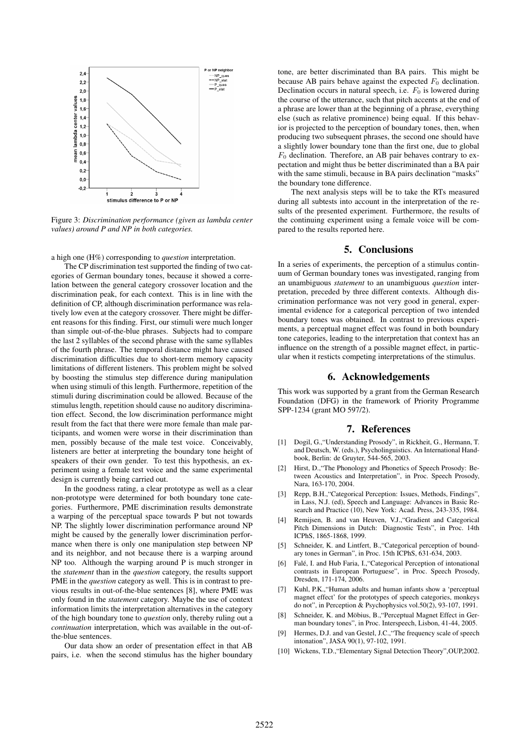P or NP neighbor
NP_ques
NP_stat
P_ques
P_stat

mean lambda center values

2,4
2,2
2,0
1,8
1,6
1,4
1,2
1,0
0,8
0,6
0,4
0,2
0,0
-0,2

1 2 3 4

stimulus difference to P or NP

Figure 3: *Discrimination performance (given as lambda center values) around P and NP in both categories.*

a high one (H%) corresponding to *question* interpretation.

The CP discrimination test supported the finding of two categories of German boundary tones, because it showed a correlation between the general category crossover location and the discrimination peak, for each context. This is in line with the definition of CP, although discrimination performance was relatively low even at the category crossover. There might be different reasons for this finding. First, our stimuli were much longer than simple out-of-the-blue phrases. Subjects had to compare the last 2 syllables of the second phrase with the same syllables of the fourth phrase. The temporal distance might have caused discrimination difficulties due to short-term memory capacity limitations of different listeners. This problem might be solved by boosting the stimulus step difference during manipulation when using stimuli of this length. Furthermore, repetition of the stimuli during discrimination could be allowed. Because of the stimulus length, repetition should cause no auditory discrimination effect. Second, the low discrimination performance might result from the fact that there were more female than male participants, and women were worse in their discrimination than men, possibly because of the male test voice. Conceivably, listeners are better at interpreting the boundary tone height of speakers of their own gender. To test this hypothesis, an experiment using a female test voice and the same experimental design is currently being carried out.

In the goodness rating, a clear prototype as well as a clear non-prototype were determined for both boundary tone categories. Furthermore, PME discrimination results demonstrate a warping of the perceptual space towards P but not towards NP. The slightly lower discrimination performance around NP might be caused by the generally lower discrimination performance when there is only one manipulation step between NP and its neighbor, and not because there is a warping around NP too. Although the warping around P is much stronger in the *statement* than in the *question* category, the results support PME in the *question* category as well. This is in contrast to previous results in out-of-the-blue sentences [8], where PME was only found in the *statement* category. Maybe the use of context information limits the interpretation alternatives in the category of the high boundary tone to *question* only, thereby ruling out a *continuation* interpretation, which was available in the out-of-the-blue sentences.

Our data show an order of presentation effect in that AB pairs, i.e. when the second stimulus has the higher boundary tone, are better discriminated than BA pairs. This might be because AB pairs behave against the expected $F_0$ declination. Declination occurs in natural speech, i.e. $F_0$ is lowered during the course of the utterance, such that pitch accents at the end of a phrase are lower than at the beginning of a phrase, everything else (such as relative prominence) being equal. If this behavior is projected to the perception of boundary tones, then, when producing two subsequent phrases, the second one should have a slightly lower boundary tone than the first one, due to global $F_0$ declination. Therefore, an AB pair behaves contrary to expectation and might thus be better discriminated than a BA pair with the same stimuli, because in BA pairs declination "masks" the boundary tone difference.

The next analysis steps will be to take the RTs measured during all subtests into account in the interpretation of the results of the presented experiment. Furthermore, the results of the continuing experiment using a female voice will be compared to the results reported here.

## 5. Conclusions

In a series of experiments, the perception of a stimulus continuum of German boundary tones was investigated, ranging from an unambiguous *statement* to an unambiguous *question* interpretation, preceded by three different contexts. Although discrimination performance was not very good in general, experimental evidence for a categorical perception of two intended boundary tones was obtained. In contrast to previous experiments, a perceptual magnet effect was found in both boundary tone categories, leading to the interpretation that context has an influence on the strength of a possible magnet effect, in particular when it resticts competing interpretations of the stimulus.

## 6. Acknowledgements

This work was supported by a grant from the German Research Foundation (DFG) in the framework of Priority Programme SPP-1234 (grant MO 597/2).

## 7. References

[1] Dogil, G.,"Understanding Prosody", in Rickheit, G., Hermann, T. and Deutsch, W. (eds.), Psycholinguistics. An International Handbook, Berlin: de Gruyter, 544-565, 2003.

[2] Hirst, D.,"The Phonology and Phonetics of Speech Prosody: Between Acoustics and Interpretation", in Proc. Speech Prosody, Nara, 163-170, 2004.

[3] Repp, B.H.,"Categorical Perception: Issues, Methods, Findings", in Lass, N.J. (ed), Speech and Language: Advances in Basic Research and Practice (10), New York: Acad. Press, 243-335, 1984.

[4] Remijsen, B. and van Heuven, V.J.,"Gradient and Categorical Pitch Dimensions in Dutch: Diagnostic Tests", in Proc. 14th ICPhS, 1865-1868, 1999.

[5] Schneider, K. and Lintfert, B.,"Categorical perception of boundary tones in German", in Proc. 15th ICPhS, 631-634, 2003.

[6] Falé, I. and Hub Faria, I.,"Categorical Perception of intonational contrasts in European Portuguese", in Proc. Speech Prosody, Dresden, 171-174, 2006.

[7] Kuhl, P.K.,"Human adults and human infants show a 'perceptual magnet effect' for the prototypes of speech categories, monkeys do not", in Perception & Psychophysics vol.50(2), 93-107, 1991.

[8] Schneider, K. and Möbius, B.,"Perceptual Magnet Effect in German boundary tones", in Proc. Interspeech, Lisbon, 41-44, 2005.

[9] Hermes, D.J. and van Gestel, J.C.,"The frequency scale of speech intonation", JASA 90(1), 97-102, 1991.

[10] Wickens, T.D.,"Elementary Signal Detection Theory",OUP,2002.